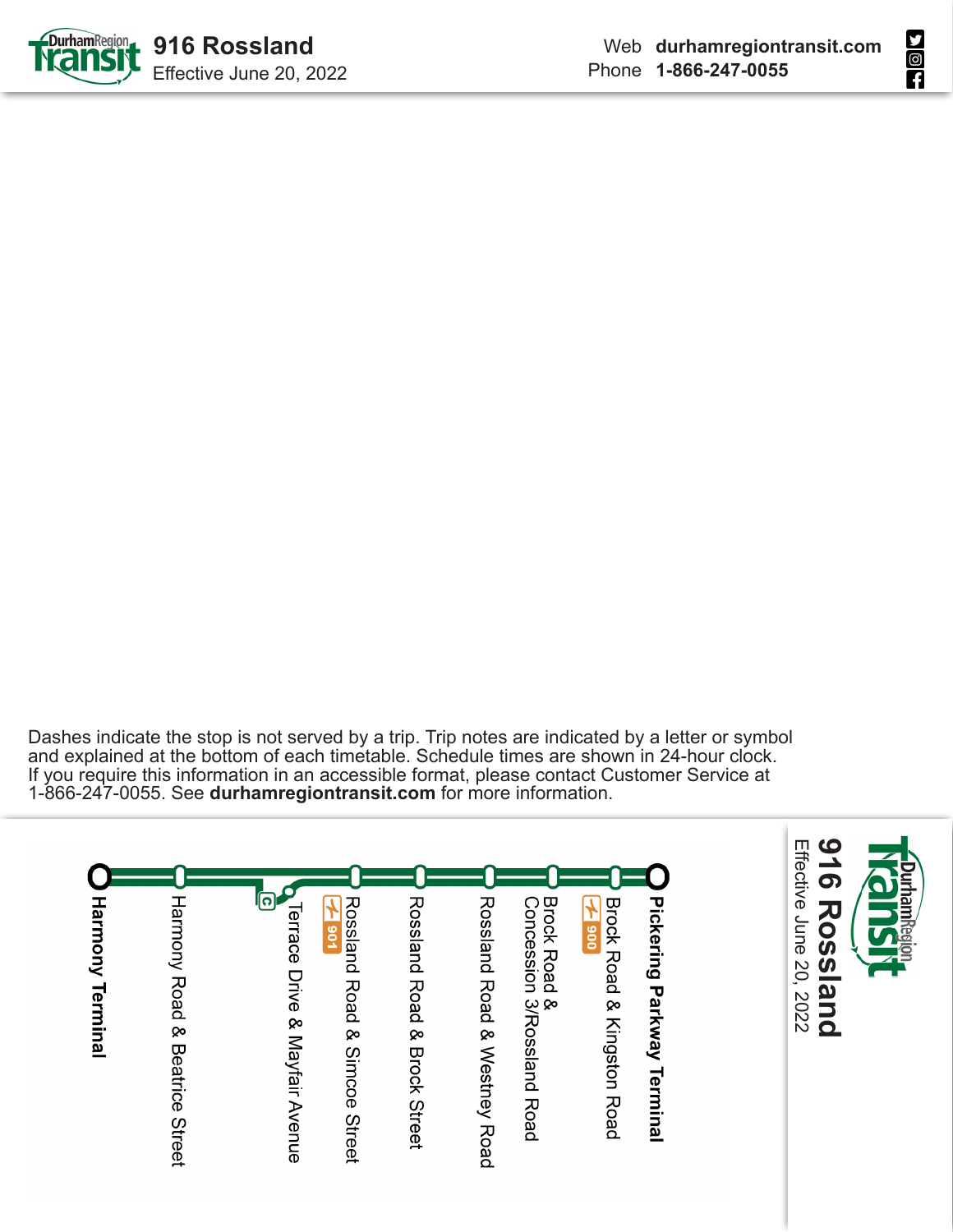# 916 Rossland

Effective June 20, 2022

Web **durhamregiontransit.com**
Phone **1-866-247-0055**

Dashes indicate the stop is not served by a trip. Trip notes are indicated by a letter or symbol and explained at the bottom of each timetable. Schedule times are shown in 24-hour clock. If you require this information in an accessible format, please contact Customer Service at 1-866-247-0055. See **durhamregiontransit.com** for more information.

## 916 Rossland

Effective June 20, 2022

- **Pickering Parkway Terminal**
- Brock Road & Kingston Road (900)
- Brock Road & Concession 3/Rossland Road
- Rossland Road & Westney Road
- Rossland Road & Brock Street
- Rossland Road & Simcoe Street (901)
- Terrace Drive & Mayfair Avenue (C)
- Harmony Road & Beatrice Street
- **Harmony Terminal**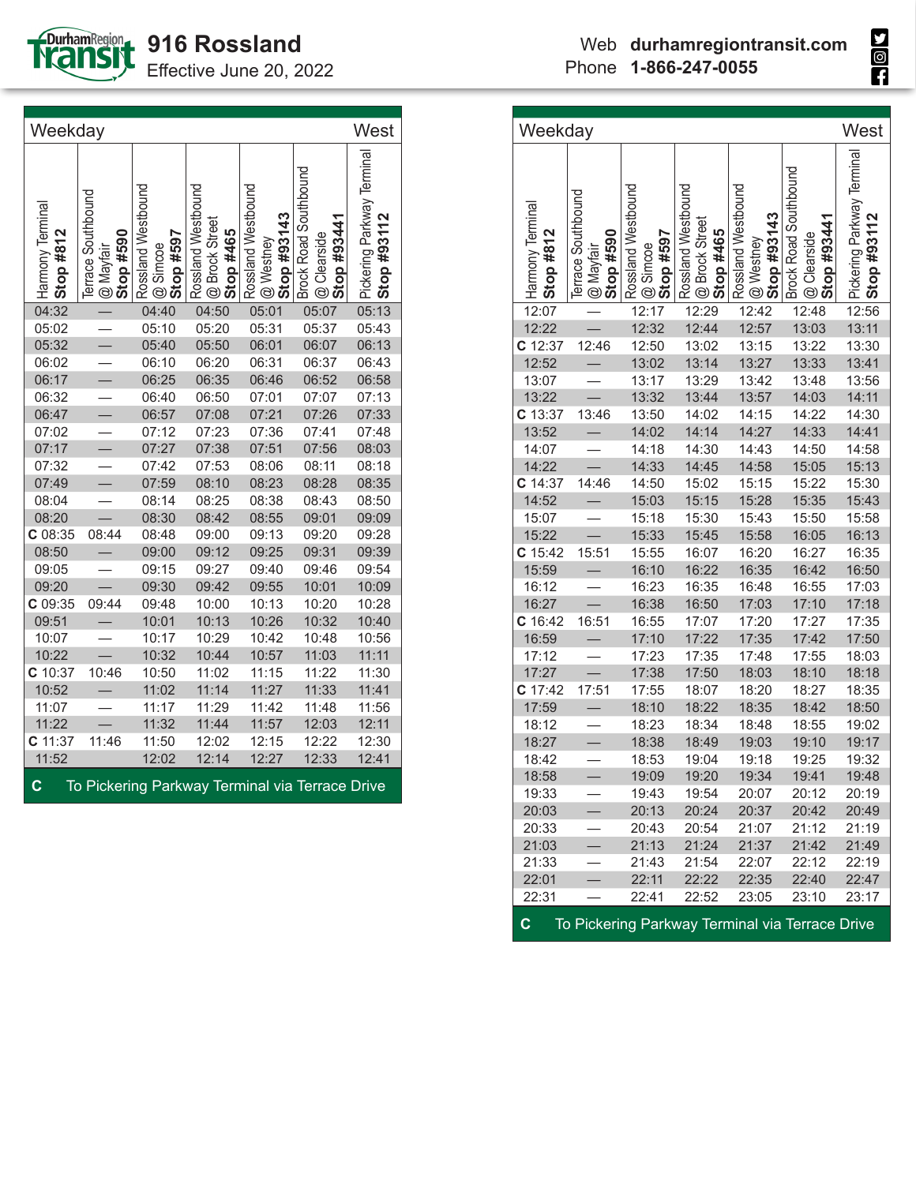# 916 Rossland

Effective June 20, 2022

Web **durhamregiontransit.com**
Phone **1-866-247-0055**

## Weekday — West

| Harmony Terminal Stop #812 | Terrace Southbound @ Mayfair Stop #590 | Rossland Westbound @ Simcoe Stop #597 | Rossland Westbound @ Brock Street Stop #465 | Rossland Westbound @ Westney Stop #93143 | Brock Road Southbound @ Clearside Stop #93441 | Pickering Parkway Terminal Stop #93112 |
|---|---|---|---|---|---|---|
| 04:32 | — | 04:40 | 04:50 | 05:01 | 05:07 | 05:13 |
| 05:02 | — | 05:10 | 05:20 | 05:31 | 05:37 | 05:43 |
| 05:32 | — | 05:40 | 05:50 | 06:01 | 06:07 | 06:13 |
| 06:02 | — | 06:10 | 06:20 | 06:31 | 06:37 | 06:43 |
| 06:17 | — | 06:25 | 06:35 | 06:46 | 06:52 | 06:58 |
| 06:32 | — | 06:40 | 06:50 | 07:01 | 07:07 | 07:13 |
| 06:47 | — | 06:57 | 07:08 | 07:21 | 07:26 | 07:33 |
| 07:02 | — | 07:12 | 07:23 | 07:36 | 07:41 | 07:48 |
| 07:17 | — | 07:27 | 07:38 | 07:51 | 07:56 | 08:03 |
| 07:32 | — | 07:42 | 07:53 | 08:06 | 08:11 | 08:18 |
| 07:49 | — | 07:59 | 08:10 | 08:23 | 08:28 | 08:35 |
| 08:04 | — | 08:14 | 08:25 | 08:38 | 08:43 | 08:50 |
| 08:20 | — | 08:30 | 08:42 | 08:55 | 09:01 | 09:09 |
| C 08:35 | 08:44 | 08:48 | 09:00 | 09:13 | 09:20 | 09:28 |
| 08:50 | — | 09:00 | 09:12 | 09:25 | 09:31 | 09:39 |
| 09:05 | — | 09:15 | 09:27 | 09:40 | 09:46 | 09:54 |
| 09:20 | — | 09:30 | 09:42 | 09:55 | 10:01 | 10:09 |
| C 09:35 | 09:44 | 09:48 | 10:00 | 10:13 | 10:20 | 10:28 |
| 09:51 | — | 10:01 | 10:13 | 10:26 | 10:32 | 10:40 |
| 10:07 | — | 10:17 | 10:29 | 10:42 | 10:48 | 10:56 |
| 10:22 | — | 10:32 | 10:44 | 10:57 | 11:03 | 11:11 |
| C 10:37 | 10:46 | 10:50 | 11:02 | 11:15 | 11:22 | 11:30 |
| 10:52 | — | 11:02 | 11:14 | 11:27 | 11:33 | 11:41 |
| 11:07 | — | 11:17 | 11:29 | 11:42 | 11:48 | 11:56 |
| 11:22 | — | 11:32 | 11:44 | 11:57 | 12:03 | 12:11 |
| C 11:37 | 11:46 | 11:50 | 12:02 | 12:15 | 12:22 | 12:30 |
| 11:52 | | 12:02 | 12:14 | 12:27 | 12:33 | 12:41 |
| 12:07 | — | 12:17 | 12:29 | 12:42 | 12:48 | 12:56 |
| 12:22 | — | 12:32 | 12:44 | 12:57 | 13:03 | 13:11 |
| C 12:37 | 12:46 | 12:50 | 13:02 | 13:15 | 13:22 | 13:30 |
| 12:52 | — | 13:02 | 13:14 | 13:27 | 13:33 | 13:41 |
| 13:07 | — | 13:17 | 13:29 | 13:42 | 13:48 | 13:56 |
| 13:22 | — | 13:32 | 13:44 | 13:57 | 14:03 | 14:11 |
| C 13:37 | 13:46 | 13:50 | 14:02 | 14:15 | 14:22 | 14:30 |
| 13:52 | — | 14:02 | 14:14 | 14:27 | 14:33 | 14:41 |
| 14:07 | — | 14:18 | 14:30 | 14:43 | 14:50 | 14:58 |
| 14:22 | — | 14:33 | 14:45 | 14:58 | 15:05 | 15:13 |
| C 14:37 | 14:46 | 14:50 | 15:02 | 15:15 | 15:22 | 15:30 |
| 14:52 | — | 15:03 | 15:15 | 15:28 | 15:35 | 15:43 |
| 15:07 | — | 15:18 | 15:30 | 15:43 | 15:50 | 15:58 |
| 15:22 | — | 15:33 | 15:45 | 15:58 | 16:05 | 16:13 |
| C 15:42 | 15:51 | 15:55 | 16:07 | 16:20 | 16:27 | 16:35 |
| 15:59 | — | 16:10 | 16:22 | 16:35 | 16:42 | 16:50 |
| 16:12 | — | 16:23 | 16:35 | 16:48 | 16:55 | 17:03 |
| 16:27 | — | 16:38 | 16:50 | 17:03 | 17:10 | 17:18 |
| C 16:42 | 16:51 | 16:55 | 17:07 | 17:20 | 17:27 | 17:35 |
| 16:59 | — | 17:10 | 17:22 | 17:35 | 17:42 | 17:50 |
| 17:12 | — | 17:23 | 17:35 | 17:48 | 17:55 | 18:03 |
| 17:27 | — | 17:38 | 17:50 | 18:03 | 18:10 | 18:18 |
| C 17:42 | 17:51 | 17:55 | 18:07 | 18:20 | 18:27 | 18:35 |
| 17:59 | — | 18:10 | 18:22 | 18:35 | 18:42 | 18:50 |
| 18:12 | — | 18:23 | 18:34 | 18:48 | 18:55 | 19:02 |
| 18:27 | — | 18:38 | 18:49 | 19:03 | 19:10 | 19:17 |
| 18:42 | — | 18:53 | 19:04 | 19:18 | 19:25 | 19:32 |
| 18:58 | — | 19:09 | 19:20 | 19:34 | 19:41 | 19:48 |
| 19:33 | — | 19:43 | 19:54 | 20:07 | 20:12 | 20:19 |
| 20:03 | — | 20:13 | 20:24 | 20:37 | 20:42 | 20:49 |
| 20:33 | — | 20:43 | 20:54 | 21:07 | 21:12 | 21:19 |
| 21:03 | — | 21:13 | 21:24 | 21:37 | 21:42 | 21:49 |
| 21:33 | — | 21:43 | 21:54 | 22:07 | 22:12 | 22:19 |
| 22:01 | — | 22:11 | 22:22 | 22:35 | 22:40 | 22:47 |
| 22:31 | — | 22:41 | 22:52 | 23:05 | 23:10 | 23:17 |

**C** To Pickering Parkway Terminal via Terrace Drive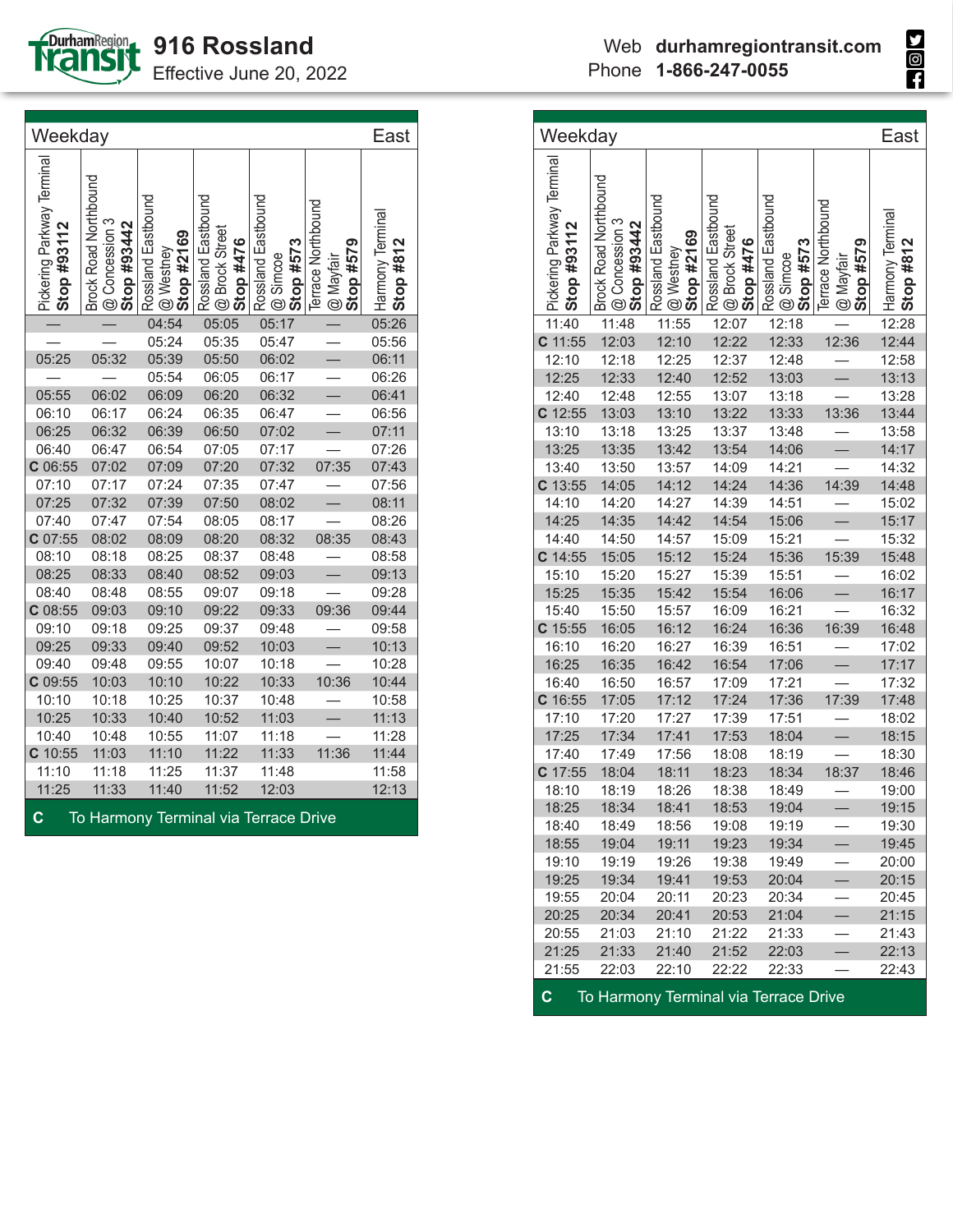# 916 Rossland

Effective June 20, 2022

Web **durhamregiontransit.com**
Phone **1-866-247-0055**

## Weekday — East

| Pickering Parkway Terminal **Stop #93112** | Brock Road Northbound @ Concession 3 **Stop #93442** | Rossland Eastbound @ Westney **Stop #2169** | Rossland Eastbound @ Brock Street **Stop #476** | Rossland Eastbound @ Simcoe **Stop #573** | Terrace Northbound @ Mayfair **Stop #579** | Harmony Terminal **Stop #812** |
|---|---|---|---|---|---|---|
| — | — | 04:54 | 05:05 | 05:17 | — | 05:26 |
| — | — | 05:24 | 05:35 | 05:47 | — | 05:56 |
| 05:25 | 05:32 | 05:39 | 05:50 | 06:02 | — | 06:11 |
| — | — | 05:54 | 06:05 | 06:17 | — | 06:26 |
| 05:55 | 06:02 | 06:09 | 06:20 | 06:32 | — | 06:41 |
| 06:10 | 06:17 | 06:24 | 06:35 | 06:47 | — | 06:56 |
| 06:25 | 06:32 | 06:39 | 06:50 | 07:02 | — | 07:11 |
| 06:40 | 06:47 | 06:54 | 07:05 | 07:17 | — | 07:26 |
| C 06:55 | 07:02 | 07:09 | 07:20 | 07:32 | 07:35 | 07:43 |
| 07:10 | 07:17 | 07:24 | 07:35 | 07:47 | — | 07:56 |
| 07:25 | 07:32 | 07:39 | 07:50 | 08:02 | — | 08:11 |
| 07:40 | 07:47 | 07:54 | 08:05 | 08:17 | — | 08:26 |
| C 07:55 | 08:02 | 08:09 | 08:20 | 08:32 | 08:35 | 08:43 |
| 08:10 | 08:18 | 08:25 | 08:37 | 08:48 | — | 08:58 |
| 08:25 | 08:33 | 08:40 | 08:52 | 09:03 | — | 09:13 |
| 08:40 | 08:48 | 08:55 | 09:07 | 09:18 | — | 09:28 |
| C 08:55 | 09:03 | 09:10 | 09:22 | 09:33 | 09:36 | 09:44 |
| 09:10 | 09:18 | 09:25 | 09:37 | 09:48 | — | 09:58 |
| 09:25 | 09:33 | 09:40 | 09:52 | 10:03 | — | 10:13 |
| 09:40 | 09:48 | 09:55 | 10:07 | 10:18 | — | 10:28 |
| C 09:55 | 10:03 | 10:10 | 10:22 | 10:33 | 10:36 | 10:44 |
| 10:10 | 10:18 | 10:25 | 10:37 | 10:48 | — | 10:58 |
| 10:25 | 10:33 | 10:40 | 10:52 | 11:03 | — | 11:13 |
| 10:40 | 10:48 | 10:55 | 11:07 | 11:18 | — | 11:28 |
| C 10:55 | 11:03 | 11:10 | 11:22 | 11:33 | 11:36 | 11:44 |
| 11:10 | 11:18 | 11:25 | 11:37 | 11:48 | | 11:58 |
| 11:25 | 11:33 | 11:40 | 11:52 | 12:03 | | 12:13 |
| 11:40 | 11:48 | 11:55 | 12:07 | 12:18 | — | 12:28 |
| C 11:55 | 12:03 | 12:10 | 12:22 | 12:33 | 12:36 | 12:44 |
| 12:10 | 12:18 | 12:25 | 12:37 | 12:48 | — | 12:58 |
| 12:25 | 12:33 | 12:40 | 12:52 | 13:03 | — | 13:13 |
| 12:40 | 12:48 | 12:55 | 13:07 | 13:18 | — | 13:28 |
| C 12:55 | 13:03 | 13:10 | 13:22 | 13:33 | 13:36 | 13:44 |
| 13:10 | 13:18 | 13:25 | 13:37 | 13:48 | — | 13:58 |
| 13:25 | 13:35 | 13:42 | 13:54 | 14:06 | — | 14:17 |
| 13:40 | 13:50 | 13:57 | 14:09 | 14:21 | — | 14:32 |
| C 13:55 | 14:05 | 14:12 | 14:24 | 14:36 | 14:39 | 14:48 |
| 14:10 | 14:20 | 14:27 | 14:39 | 14:51 | — | 15:02 |
| 14:25 | 14:35 | 14:42 | 14:54 | 15:06 | — | 15:17 |
| 14:40 | 14:50 | 14:57 | 15:09 | 15:21 | — | 15:32 |
| C 14:55 | 15:05 | 15:12 | 15:24 | 15:36 | 15:39 | 15:48 |
| 15:10 | 15:20 | 15:27 | 15:39 | 15:51 | — | 16:02 |
| 15:25 | 15:35 | 15:42 | 15:54 | 16:06 | — | 16:17 |
| 15:40 | 15:50 | 15:57 | 16:09 | 16:21 | — | 16:32 |
| C 15:55 | 16:05 | 16:12 | 16:24 | 16:36 | 16:39 | 16:48 |
| 16:10 | 16:20 | 16:27 | 16:39 | 16:51 | — | 17:02 |
| 16:25 | 16:35 | 16:42 | 16:54 | 17:06 | — | 17:17 |
| 16:40 | 16:50 | 16:57 | 17:09 | 17:21 | — | 17:32 |
| C 16:55 | 17:05 | 17:12 | 17:24 | 17:36 | 17:39 | 17:48 |
| 17:10 | 17:20 | 17:27 | 17:39 | 17:51 | — | 18:02 |
| 17:25 | 17:34 | 17:41 | 17:53 | 18:04 | — | 18:15 |
| 17:40 | 17:49 | 17:56 | 18:08 | 18:19 | — | 18:30 |
| C 17:55 | 18:04 | 18:11 | 18:23 | 18:34 | 18:37 | 18:46 |
| 18:10 | 18:19 | 18:26 | 18:38 | 18:49 | — | 19:00 |
| 18:25 | 18:34 | 18:41 | 18:53 | 19:04 | — | 19:15 |
| 18:40 | 18:49 | 18:56 | 19:08 | 19:19 | — | 19:30 |
| 18:55 | 19:04 | 19:11 | 19:23 | 19:34 | — | 19:45 |
| 19:10 | 19:19 | 19:26 | 19:38 | 19:49 | — | 20:00 |
| 19:25 | 19:34 | 19:41 | 19:53 | 20:04 | — | 20:15 |
| 19:55 | 20:04 | 20:11 | 20:23 | 20:34 | — | 20:45 |
| 20:25 | 20:34 | 20:41 | 20:53 | 21:04 | — | 21:15 |
| 20:55 | 21:03 | 21:10 | 21:22 | 21:33 | — | 21:43 |
| 21:25 | 21:33 | 21:40 | 21:52 | 22:03 | — | 22:13 |
| 21:55 | 22:03 | 22:10 | 22:22 | 22:33 | — | 22:43 |

**C** To Harmony Terminal via Terrace Drive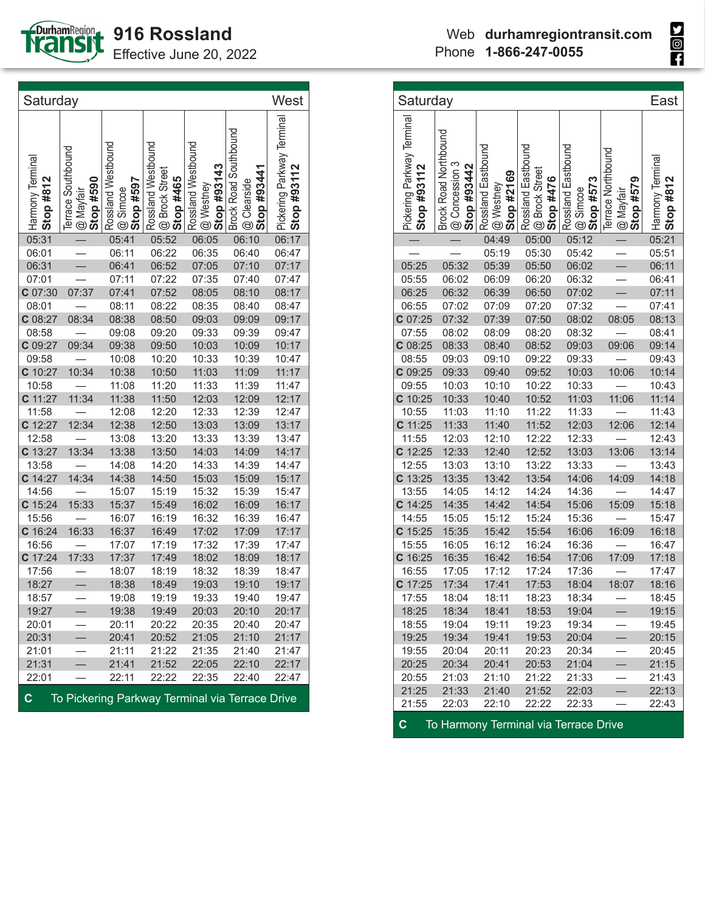# 916 Rossland

Effective June 20, 2022

Web **durhamregiontransit.com**
Phone **1-866-247-0055**

## Saturday — West

| Harmony Terminal Stop #812 | Terrace Southbound @ Mayfair Stop #590 | Rossland Westbound @ Simcoe Stop #597 | Rossland Westbound @ Brock Street Stop #465 | Rossland Westbound @ Westney Stop #93143 | Brock Road Southbound @ Clearside Stop #93441 | Pickering Parkway Terminal Stop #93112 |
|---|---|---|---|---|---|---|
| 05:31 | — | 05:41 | 05:52 | 06:05 | 06:10 | 06:17 |
| 06:01 | — | 06:11 | 06:22 | 06:35 | 06:40 | 06:47 |
| 06:31 | — | 06:41 | 06:52 | 07:05 | 07:10 | 07:17 |
| 07:01 | — | 07:11 | 07:22 | 07:35 | 07:40 | 07:47 |
| C 07:30 | 07:37 | 07:41 | 07:52 | 08:05 | 08:10 | 08:17 |
| 08:01 | — | 08:11 | 08:22 | 08:35 | 08:40 | 08:47 |
| C 08:27 | 08:34 | 08:38 | 08:50 | 09:03 | 09:09 | 09:17 |
| 08:58 | — | 09:08 | 09:20 | 09:33 | 09:39 | 09:47 |
| C 09:27 | 09:34 | 09:38 | 09:50 | 10:03 | 10:09 | 10:17 |
| 09:58 | — | 10:08 | 10:20 | 10:33 | 10:39 | 10:47 |
| C 10:27 | 10:34 | 10:38 | 10:50 | 11:03 | 11:09 | 11:17 |
| 10:58 | — | 11:08 | 11:20 | 11:33 | 11:39 | 11:47 |
| C 11:27 | 11:34 | 11:38 | 11:50 | 12:03 | 12:09 | 12:17 |
| 11:58 | — | 12:08 | 12:20 | 12:33 | 12:39 | 12:47 |
| C 12:27 | 12:34 | 12:38 | 12:50 | 13:03 | 13:09 | 13:17 |
| 12:58 | — | 13:08 | 13:20 | 13:33 | 13:39 | 13:47 |
| C 13:27 | 13:34 | 13:38 | 13:50 | 14:03 | 14:09 | 14:17 |
| 13:58 | — | 14:08 | 14:20 | 14:33 | 14:39 | 14:47 |
| C 14:27 | 14:34 | 14:38 | 14:50 | 15:03 | 15:09 | 15:17 |
| 14:56 | — | 15:07 | 15:19 | 15:32 | 15:39 | 15:47 |
| C 15:24 | 15:33 | 15:37 | 15:49 | 16:02 | 16:09 | 16:17 |
| 15:56 | — | 16:07 | 16:19 | 16:32 | 16:39 | 16:47 |
| C 16:24 | 16:33 | 16:37 | 16:49 | 17:02 | 17:09 | 17:17 |
| 16:56 | — | 17:07 | 17:19 | 17:32 | 17:39 | 17:47 |
| C 17:24 | 17:33 | 17:37 | 17:49 | 18:02 | 18:09 | 18:17 |
| 17:56 | — | 18:07 | 18:19 | 18:32 | 18:39 | 18:47 |
| 18:27 | — | 18:38 | 18:49 | 19:03 | 19:10 | 19:17 |
| 18:57 | — | 19:08 | 19:19 | 19:33 | 19:40 | 19:47 |
| 19:27 | — | 19:38 | 19:49 | 20:03 | 20:10 | 20:17 |
| 20:01 | — | 20:11 | 20:22 | 20:35 | 20:40 | 20:47 |
| 20:31 | — | 20:41 | 20:52 | 21:05 | 21:10 | 21:17 |
| 21:01 | — | 21:11 | 21:22 | 21:35 | 21:40 | 21:47 |
| 21:31 | — | 21:41 | 21:52 | 22:05 | 22:10 | 22:17 |
| 22:01 | — | 22:11 | 22:22 | 22:35 | 22:40 | 22:47 |

**C** To Pickering Parkway Terminal via Terrace Drive

## Saturday — East

| Pickering Parkway Terminal Stop #93112 | Brock Road Northbound @ Concession 3 Stop #93442 | Rossland Eastbound @ Westney Stop #2169 | Rossland Eastbound @ Brock Street Stop #476 | Rossland Eastbound @ Simcoe Stop #573 | Terrace Northbound @ Mayfair Stop #579 | Harmony Terminal Stop #812 |
|---|---|---|---|---|---|---|
| — | — | 04:49 | 05:00 | 05:12 | — | 05:21 |
| — | — | 05:19 | 05:30 | 05:42 | — | 05:51 |
| 05:25 | 05:32 | 05:39 | 05:50 | 06:02 | — | 06:11 |
| 05:55 | 06:02 | 06:09 | 06:20 | 06:32 | — | 06:41 |
| 06:25 | 06:32 | 06:39 | 06:50 | 07:02 | — | 07:11 |
| 06:55 | 07:02 | 07:09 | 07:20 | 07:32 | — | 07:41 |
| C 07:25 | 07:32 | 07:39 | 07:50 | 08:02 | 08:05 | 08:13 |
| 07:55 | 08:02 | 08:09 | 08:20 | 08:32 | — | 08:41 |
| C 08:25 | 08:33 | 08:40 | 08:52 | 09:03 | 09:06 | 09:14 |
| 08:55 | 09:03 | 09:10 | 09:22 | 09:33 | — | 09:43 |
| C 09:25 | 09:33 | 09:40 | 09:52 | 10:03 | 10:06 | 10:14 |
| 09:55 | 10:03 | 10:10 | 10:22 | 10:33 | — | 10:43 |
| C 10:25 | 10:33 | 10:40 | 10:52 | 11:03 | 11:06 | 11:14 |
| 10:55 | 11:03 | 11:10 | 11:22 | 11:33 | — | 11:43 |
| C 11:25 | 11:33 | 11:40 | 11:52 | 12:03 | 12:06 | 12:14 |
| 11:55 | 12:03 | 12:10 | 12:22 | 12:33 | — | 12:43 |
| C 12:25 | 12:33 | 12:40 | 12:52 | 13:03 | 13:06 | 13:14 |
| 12:55 | 13:03 | 13:10 | 13:22 | 13:33 | — | 13:43 |
| C 13:25 | 13:35 | 13:42 | 13:54 | 14:06 | 14:09 | 14:18 |
| 13:55 | 14:05 | 14:12 | 14:24 | 14:36 | — | 14:47 |
| C 14:25 | 14:35 | 14:42 | 14:54 | 15:06 | 15:09 | 15:18 |
| 14:55 | 15:05 | 15:12 | 15:24 | 15:36 | — | 15:47 |
| C 15:25 | 15:35 | 15:42 | 15:54 | 16:06 | 16:09 | 16:18 |
| 15:55 | 16:05 | 16:12 | 16:24 | 16:36 | — | 16:47 |
| C 16:25 | 16:35 | 16:42 | 16:54 | 17:06 | 17:09 | 17:18 |
| 16:55 | 17:05 | 17:12 | 17:24 | 17:36 | — | 17:47 |
| C 17:25 | 17:34 | 17:41 | 17:53 | 18:04 | 18:07 | 18:16 |
| 17:55 | 18:04 | 18:11 | 18:23 | 18:34 | — | 18:45 |
| 18:25 | 18:34 | 18:41 | 18:53 | 19:04 | — | 19:15 |
| 18:55 | 19:04 | 19:11 | 19:23 | 19:34 | — | 19:45 |
| 19:25 | 19:34 | 19:41 | 19:53 | 20:04 | — | 20:15 |
| 19:55 | 20:04 | 20:11 | 20:23 | 20:34 | — | 20:45 |
| 20:25 | 20:34 | 20:41 | 20:53 | 21:04 | — | 21:15 |
| 20:55 | 21:03 | 21:10 | 21:22 | 21:33 | — | 21:43 |
| 21:25 | 21:33 | 21:40 | 21:52 | 22:03 | — | 22:13 |
| 21:55 | 22:03 | 22:10 | 22:22 | 22:33 | — | 22:43 |

**C** To Harmony Terminal via Terrace Drive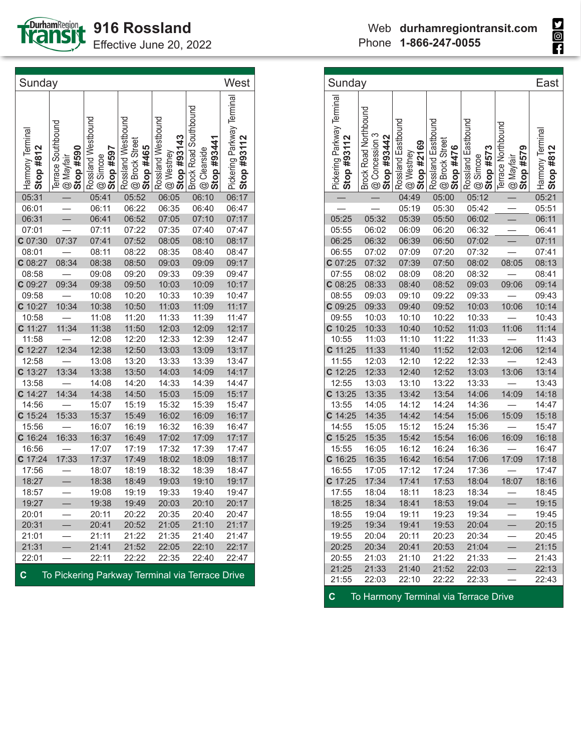# 916 Rossland

Effective June 20, 2022

Web **durhamregiontransit.com**
Phone **1-866-247-0055**

## Sunday — West

| Harmony Terminal **Stop #812** | Terrace Southbound @ Mayfair **Stop #590** | Rossland Westbound @ Simcoe **Stop #597** | Rossland Westbound @ Brock Street **Stop #465** | Rossland Westbound @ Westney **Stop #93143** | Brock Road Southbound @ Clearside **Stop #93441** | Pickering Parkway Terminal **Stop #93112** |
|---|---|---|---|---|---|---|
| 05:31 | — | 05:41 | 05:52 | 06:05 | 06:10 | 06:17 |
| 06:01 | — | 06:11 | 06:22 | 06:35 | 06:40 | 06:47 |
| 06:31 | — | 06:41 | 06:52 | 07:05 | 07:10 | 07:17 |
| 07:01 | — | 07:11 | 07:22 | 07:35 | 07:40 | 07:47 |
| C 07:30 | 07:37 | 07:41 | 07:52 | 08:05 | 08:10 | 08:17 |
| 08:01 | — | 08:11 | 08:22 | 08:35 | 08:40 | 08:47 |
| C 08:27 | 08:34 | 08:38 | 08:50 | 09:03 | 09:09 | 09:17 |
| 08:58 | — | 09:08 | 09:20 | 09:33 | 09:39 | 09:47 |
| C 09:27 | 09:34 | 09:38 | 09:50 | 10:03 | 10:09 | 10:17 |
| 09:58 | — | 10:08 | 10:20 | 10:33 | 10:39 | 10:47 |
| C 10:27 | 10:34 | 10:38 | 10:50 | 11:03 | 11:09 | 11:17 |
| 10:58 | — | 11:08 | 11:20 | 11:33 | 11:39 | 11:47 |
| C 11:27 | 11:34 | 11:38 | 11:50 | 12:03 | 12:09 | 12:17 |
| 11:58 | — | 12:08 | 12:20 | 12:33 | 12:39 | 12:47 |
| C 12:27 | 12:34 | 12:38 | 12:50 | 13:03 | 13:09 | 13:17 |
| 12:58 | — | 13:08 | 13:20 | 13:33 | 13:39 | 13:47 |
| C 13:27 | 13:34 | 13:38 | 13:50 | 14:03 | 14:09 | 14:17 |
| 13:58 | — | 14:08 | 14:20 | 14:33 | 14:39 | 14:47 |
| C 14:27 | 14:34 | 14:38 | 14:50 | 15:03 | 15:09 | 15:17 |
| 14:56 | — | 15:07 | 15:19 | 15:32 | 15:39 | 15:47 |
| C 15:24 | 15:33 | 15:37 | 15:49 | 16:02 | 16:09 | 16:17 |
| 15:56 | — | 16:07 | 16:19 | 16:32 | 16:39 | 16:47 |
| C 16:24 | 16:33 | 16:37 | 16:49 | 17:02 | 17:09 | 17:17 |
| 16:56 | — | 17:07 | 17:19 | 17:32 | 17:39 | 17:47 |
| C 17:24 | 17:33 | 17:37 | 17:49 | 18:02 | 18:09 | 18:17 |
| 17:56 | — | 18:07 | 18:19 | 18:32 | 18:39 | 18:47 |
| 18:27 | — | 18:38 | 18:49 | 19:03 | 19:10 | 19:17 |
| 18:57 | — | 19:08 | 19:19 | 19:33 | 19:40 | 19:47 |
| 19:27 | — | 19:38 | 19:49 | 20:03 | 20:10 | 20:17 |
| 20:01 | — | 20:11 | 20:22 | 20:35 | 20:40 | 20:47 |
| 20:31 | — | 20:41 | 20:52 | 21:05 | 21:10 | 21:17 |
| 21:01 | — | 21:11 | 21:22 | 21:35 | 21:40 | 21:47 |
| 21:31 | — | 21:41 | 21:52 | 22:05 | 22:10 | 22:17 |
| 22:01 | — | 22:11 | 22:22 | 22:35 | 22:40 | 22:47 |

**C** To Pickering Parkway Terminal via Terrace Drive

## Sunday — East

| Pickering Parkway Terminal **Stop #93112** | Brock Road Northbound @ Concession 3 **Stop #93442** | Rossland Eastbound @ Westney **Stop #2169** | Rossland Eastbound @ Brock Street **Stop #476** | Rossland Eastbound @ Simcoe **Stop #573** | Terrace Northbound @ Mayfair **Stop #579** | Harmony Terminal **Stop #812** |
|---|---|---|---|---|---|---|
| — | — | 04:49 | 05:00 | 05:12 | — | 05:21 |
| — | — | 05:19 | 05:30 | 05:42 | — | 05:51 |
| 05:25 | 05:32 | 05:39 | 05:50 | 06:02 | — | 06:11 |
| 05:55 | 06:02 | 06:09 | 06:20 | 06:32 | — | 06:41 |
| 06:25 | 06:32 | 06:39 | 06:50 | 07:02 | — | 07:11 |
| 06:55 | 07:02 | 07:09 | 07:20 | 07:32 | — | 07:41 |
| C 07:25 | 07:32 | 07:39 | 07:50 | 08:02 | 08:05 | 08:13 |
| 07:55 | 08:02 | 08:09 | 08:20 | 08:32 | — | 08:41 |
| C 08:25 | 08:33 | 08:40 | 08:52 | 09:03 | 09:06 | 09:14 |
| 08:55 | 09:03 | 09:10 | 09:22 | 09:33 | — | 09:43 |
| C 09:25 | 09:33 | 09:40 | 09:52 | 10:03 | 10:06 | 10:14 |
| 09:55 | 10:03 | 10:10 | 10:22 | 10:33 | — | 10:43 |
| C 10:25 | 10:33 | 10:40 | 10:52 | 11:03 | 11:06 | 11:14 |
| 10:55 | 11:03 | 11:10 | 11:22 | 11:33 | — | 11:43 |
| C 11:25 | 11:33 | 11:40 | 11:52 | 12:03 | 12:06 | 12:14 |
| 11:55 | 12:03 | 12:10 | 12:22 | 12:33 | — | 12:43 |
| C 12:25 | 12:33 | 12:40 | 12:52 | 13:03 | 13:06 | 13:14 |
| 12:55 | 13:03 | 13:10 | 13:22 | 13:33 | — | 13:43 |
| C 13:25 | 13:35 | 13:42 | 13:54 | 14:06 | 14:09 | 14:18 |
| 13:55 | 14:05 | 14:12 | 14:24 | 14:36 | — | 14:47 |
| C 14:25 | 14:35 | 14:42 | 14:54 | 15:06 | 15:09 | 15:18 |
| 14:55 | 15:05 | 15:12 | 15:24 | 15:36 | — | 15:47 |
| C 15:25 | 15:35 | 15:42 | 15:54 | 16:06 | 16:09 | 16:18 |
| 15:55 | 16:05 | 16:12 | 16:24 | 16:36 | — | 16:47 |
| C 16:25 | 16:35 | 16:42 | 16:54 | 17:06 | 17:09 | 17:18 |
| 16:55 | 17:05 | 17:12 | 17:24 | 17:36 | — | 17:47 |
| C 17:25 | 17:34 | 17:41 | 17:53 | 18:04 | 18:07 | 18:16 |
| 17:55 | 18:04 | 18:11 | 18:23 | 18:34 | — | 18:45 |
| 18:25 | 18:34 | 18:41 | 18:53 | 19:04 | — | 19:15 |
| 18:55 | 19:04 | 19:11 | 19:23 | 19:34 | — | 19:45 |
| 19:25 | 19:34 | 19:41 | 19:53 | 20:04 | — | 20:15 |
| 19:55 | 20:04 | 20:11 | 20:23 | 20:34 | — | 20:45 |
| 20:25 | 20:34 | 20:41 | 20:53 | 21:04 | — | 21:15 |
| 20:55 | 21:03 | 21:10 | 21:22 | 21:33 | — | 21:43 |
| 21:25 | 21:33 | 21:40 | 21:52 | 22:03 | — | 22:13 |
| 21:55 | 22:03 | 22:10 | 22:22 | 22:33 | — | 22:43 |

**C** To Harmony Terminal via Terrace Drive